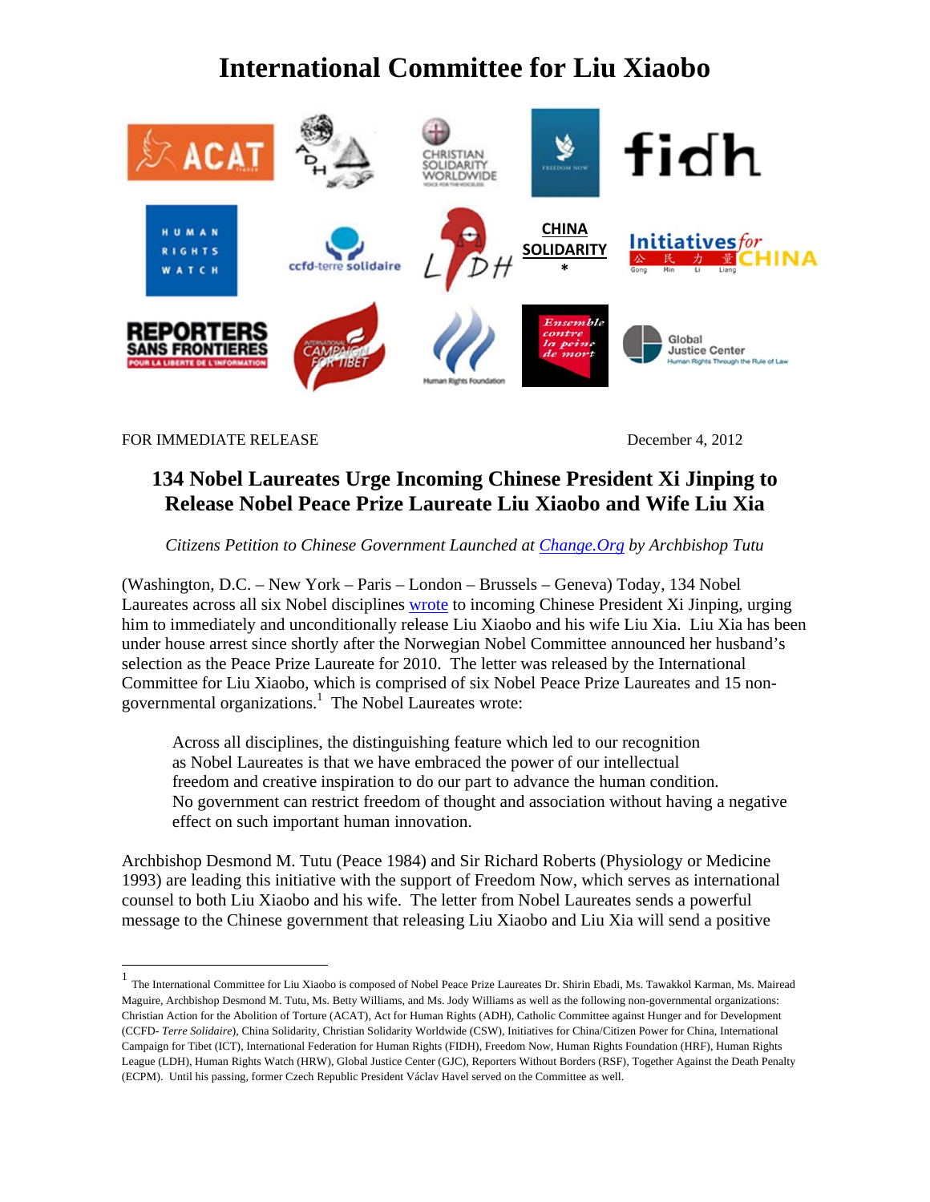# International Committee for Liu Xiaobo

FOR IMMEDIATE RELEASE December 4, 2012

## 134 Nobel Laureates Urge Incoming Chinese President Xi Jinping to Release Nobel Peace Prize Laureate Liu Xiaobo and Wife Liu Xia

*Citizens Petition to Chinese Government Launched at Change.Org by Archbishop Tutu*

(Washington, D.C. – New York – Paris – London – Brussels – Geneva) Today, 134 Nobel Laureates across all six Nobel disciplines wrote to incoming Chinese President Xi Jinping, urging him to immediately and unconditionally release Liu Xiaobo and his wife Liu Xia. Liu Xia has been under house arrest since shortly after the Norwegian Nobel Committee announced her husband's selection as the Peace Prize Laureate for 2010. The letter was released by the International Committee for Liu Xiaobo, which is comprised of six Nobel Peace Prize Laureates and 15 non-governmental organizations.[1] The Nobel Laureates wrote:

> Across all disciplines, the distinguishing feature which led to our recognition as Nobel Laureates is that we have embraced the power of our intellectual freedom and creative inspiration to do our part to advance the human condition. No government can restrict freedom of thought and association without having a negative effect on such important human innovation.

Archbishop Desmond M. Tutu (Peace 1984) and Sir Richard Roberts (Physiology or Medicine 1993) are leading this initiative with the support of Freedom Now, which serves as international counsel to both Liu Xiaobo and his wife. The letter from Nobel Laureates sends a powerful message to the Chinese government that releasing Liu Xiaobo and Liu Xia will send a positive

---

[1] The International Committee for Liu Xiaobo is composed of Nobel Peace Prize Laureates Dr. Shirin Ebadi, Ms. Tawakkol Karman, Ms. Mairead Maguire, Archbishop Desmond M. Tutu, Ms. Betty Williams, and Ms. Jody Williams as well as the following non-governmental organizations: Christian Action for the Abolition of Torture (ACAT), Act for Human Rights (ADH), Catholic Committee against Hunger and for Development (CCFD- *Terre Solidaire*), China Solidarity, Christian Solidarity Worldwide (CSW), Initiatives for China/Citizen Power for China, International Campaign for Tibet (ICT), International Federation for Human Rights (FIDH), Freedom Now, Human Rights Foundation (HRF), Human Rights League (LDH), Human Rights Watch (HRW), Global Justice Center (GJC), Reporters Without Borders (RSF), Together Against the Death Penalty (ECPM). Until his passing, former Czech Republic President Václav Havel served on the Committee as well.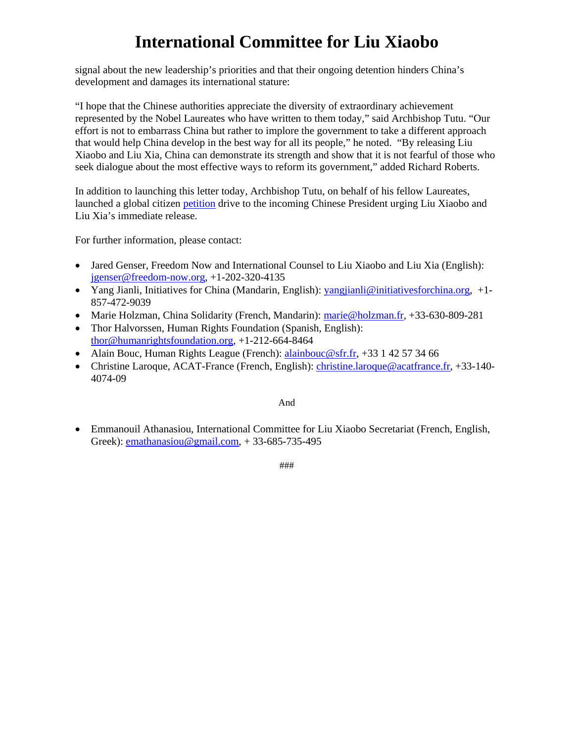signal about the new leadership's priorities and that their ongoing detention hinders China's development and damages its international stature:

"I hope that the Chinese authorities appreciate the diversity of extraordinary achievement represented by the Nobel Laureates who have written to them today," said Archbishop Tutu. "Our effort is not to embarrass China but rather to implore the government to take a different approach that would help China develop in the best way for all its people," he noted. "By releasing Liu Xiaobo and Liu Xia, China can demonstrate its strength and show that it is not fearful of those who seek dialogue about the most effective ways to reform its government," added Richard Roberts.

In addition to launching this letter today, Archbishop Tutu, on behalf of his fellow Laureates, launched a global citizen petition drive to the incoming Chinese President urging Liu Xiaobo and Liu Xia's immediate release.

For further information, please contact:

- Jared Genser, Freedom Now and International Counsel to Liu Xiaobo and Liu Xia (English): jgenser@freedom-now.org, +1-202-320-4135
- Yang Jianli, Initiatives for China (Mandarin, English): yangjianli@initiativesforchina.org, +1-857-472-9039
- Marie Holzman, China Solidarity (French, Mandarin): marie@holzman.fr, +33-630-809-281
- Thor Halvorssen, Human Rights Foundation (Spanish, English): thor@humanrightsfoundation.org, +1-212-664-8464
- Alain Bouc, Human Rights League (French): alainbouc@sfr.fr, +33 1 42 57 34 66
- Christine Laroque, ACAT-France (French, English): christine.laroque@acatfrance.fr, +33-140-4074-09

And

- Emmanouil Athanasiou, International Committee for Liu Xiaobo Secretariat (French, English, Greek): emathanasiou@gmail.com, + 33-685-735-495

###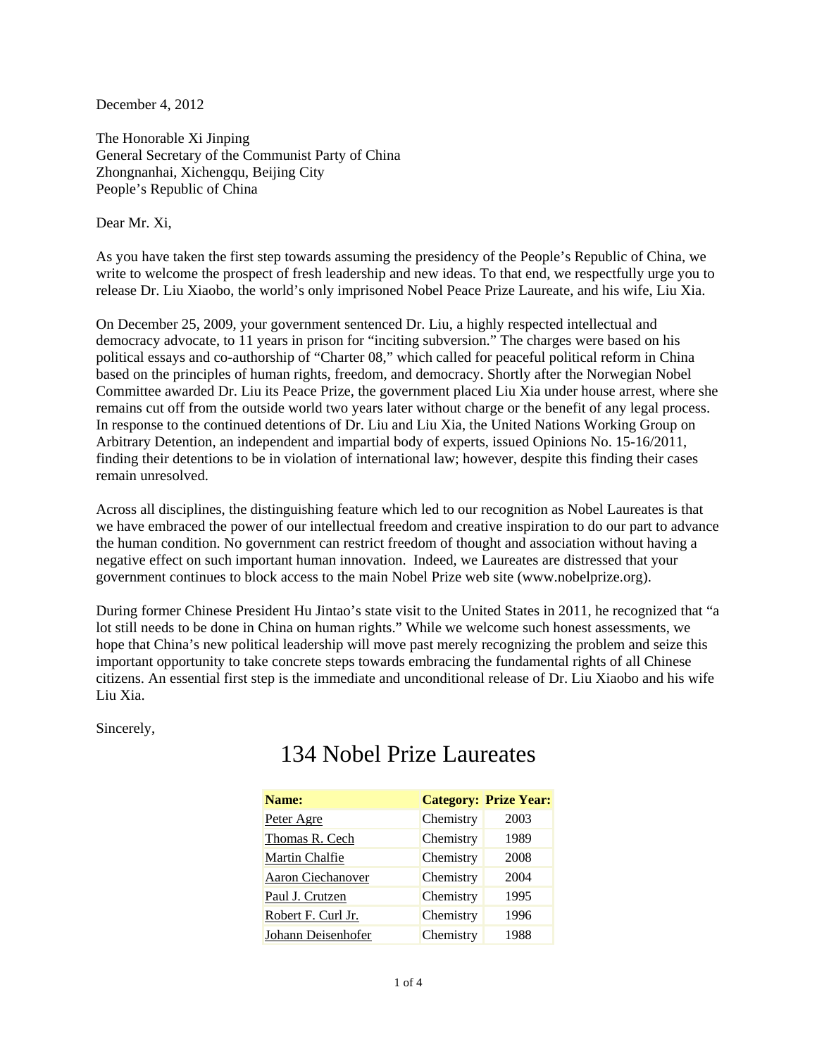December 4, 2012

The Honorable Xi Jinping
General Secretary of the Communist Party of China
Zhongnanhai, Xichengqu, Beijing City
People's Republic of China

Dear Mr. Xi,

As you have taken the first step towards assuming the presidency of the People's Republic of China, we write to welcome the prospect of fresh leadership and new ideas. To that end, we respectfully urge you to release Dr. Liu Xiaobo, the world's only imprisoned Nobel Peace Prize Laureate, and his wife, Liu Xia.

On December 25, 2009, your government sentenced Dr. Liu, a highly respected intellectual and democracy advocate, to 11 years in prison for "inciting subversion." The charges were based on his political essays and co-authorship of "Charter 08," which called for peaceful political reform in China based on the principles of human rights, freedom, and democracy. Shortly after the Norwegian Nobel Committee awarded Dr. Liu its Peace Prize, the government placed Liu Xia under house arrest, where she remains cut off from the outside world two years later without charge or the benefit of any legal process. In response to the continued detentions of Dr. Liu and Liu Xia, the United Nations Working Group on Arbitrary Detention, an independent and impartial body of experts, issued Opinions No. 15-16/2011, finding their detentions to be in violation of international law; however, despite this finding their cases remain unresolved.

Across all disciplines, the distinguishing feature which led to our recognition as Nobel Laureates is that we have embraced the power of our intellectual freedom and creative inspiration to do our part to advance the human condition. No government can restrict freedom of thought and association without having a negative effect on such important human innovation. Indeed, we Laureates are distressed that your government continues to block access to the main Nobel Prize web site (www.nobelprize.org).

During former Chinese President Hu Jintao's state visit to the United States in 2011, he recognized that "a lot still needs to be done in China on human rights." While we welcome such honest assessments, we hope that China's new political leadership will move past merely recognizing the problem and seize this important opportunity to take concrete steps towards embracing the fundamental rights of all Chinese citizens. An essential first step is the immediate and unconditional release of Dr. Liu Xiaobo and his wife Liu Xia.

Sincerely,

# 134 Nobel Prize Laureates

| Name: | Category: | Prize Year: |
|---|---|---|
| Peter Agre | Chemistry | 2003 |
| Thomas R. Cech | Chemistry | 1989 |
| Martin Chalfie | Chemistry | 2008 |
| Aaron Ciechanover | Chemistry | 2004 |
| Paul J. Crutzen | Chemistry | 1995 |
| Robert F. Curl Jr. | Chemistry | 1996 |
| Johann Deisenhofer | Chemistry | 1988 |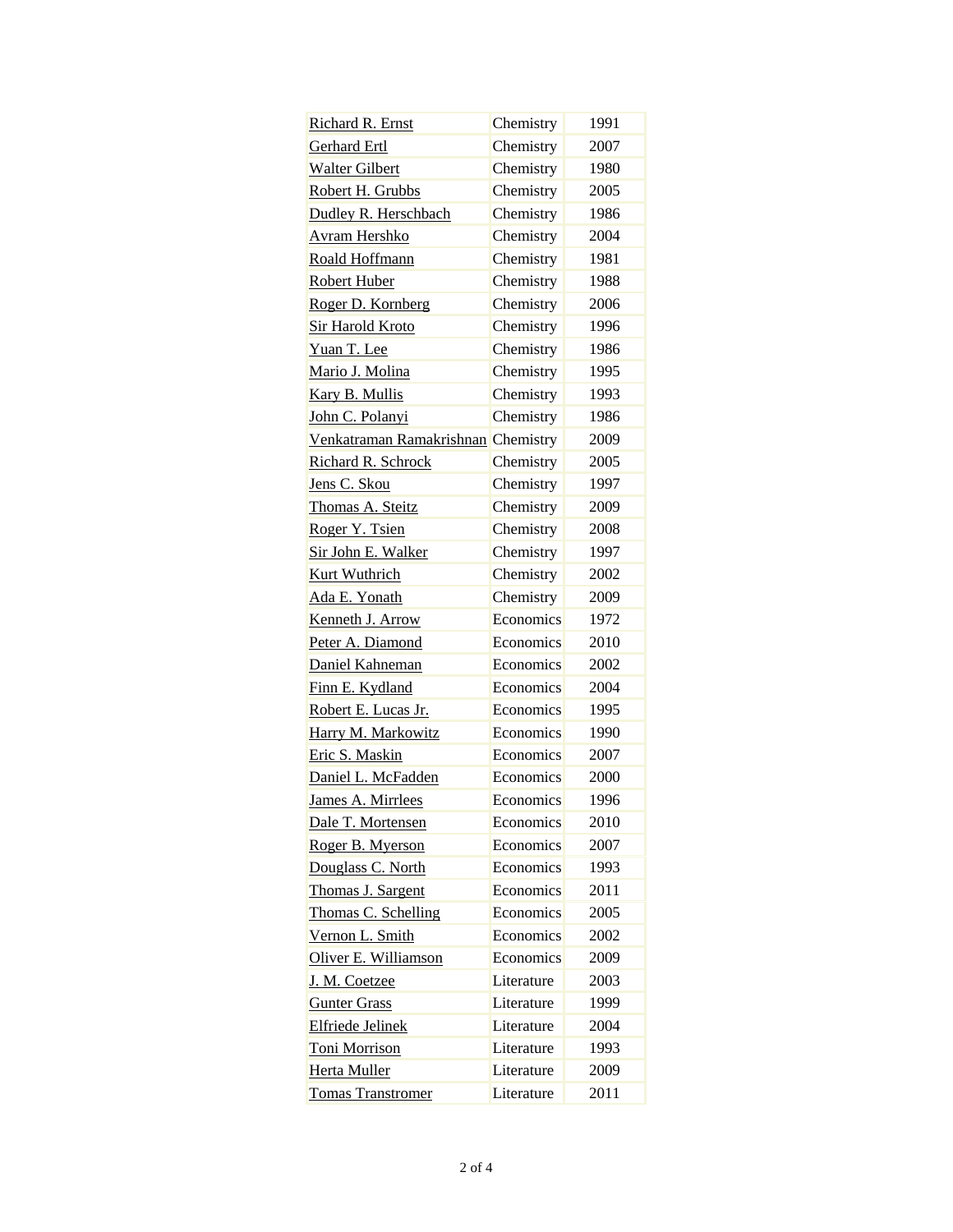| | | |
|---|---|---|
| Richard R. Ernst | Chemistry | 1991 |
| Gerhard Ertl | Chemistry | 2007 |
| Walter Gilbert | Chemistry | 1980 |
| Robert H. Grubbs | Chemistry | 2005 |
| Dudley R. Herschbach | Chemistry | 1986 |
| Avram Hershko | Chemistry | 2004 |
| Roald Hoffmann | Chemistry | 1981 |
| Robert Huber | Chemistry | 1988 |
| Roger D. Kornberg | Chemistry | 2006 |
| Sir Harold Kroto | Chemistry | 1996 |
| Yuan T. Lee | Chemistry | 1986 |
| Mario J. Molina | Chemistry | 1995 |
| Kary B. Mullis | Chemistry | 1993 |
| John C. Polanyi | Chemistry | 1986 |
| Venkatraman Ramakrishnan | Chemistry | 2009 |
| Richard R. Schrock | Chemistry | 2005 |
| Jens C. Skou | Chemistry | 1997 |
| Thomas A. Steitz | Chemistry | 2009 |
| Roger Y. Tsien | Chemistry | 2008 |
| Sir John E. Walker | Chemistry | 1997 |
| Kurt Wuthrich | Chemistry | 2002 |
| Ada E. Yonath | Chemistry | 2009 |
| Kenneth J. Arrow | Economics | 1972 |
| Peter A. Diamond | Economics | 2010 |
| Daniel Kahneman | Economics | 2002 |
| Finn E. Kydland | Economics | 2004 |
| Robert E. Lucas Jr. | Economics | 1995 |
| Harry M. Markowitz | Economics | 1990 |
| Eric S. Maskin | Economics | 2007 |
| Daniel L. McFadden | Economics | 2000 |
| James A. Mirrlees | Economics | 1996 |
| Dale T. Mortensen | Economics | 2010 |
| Roger B. Myerson | Economics | 2007 |
| Douglass C. North | Economics | 1993 |
| Thomas J. Sargent | Economics | 2011 |
| Thomas C. Schelling | Economics | 2005 |
| Vernon L. Smith | Economics | 2002 |
| Oliver E. Williamson | Economics | 2009 |
| J. M. Coetzee | Literature | 2003 |
| Gunter Grass | Literature | 1999 |
| Elfriede Jelinek | Literature | 2004 |
| Toni Morrison | Literature | 1993 |
| Herta Muller | Literature | 2009 |
| Tomas Transtromer | Literature | 2011 |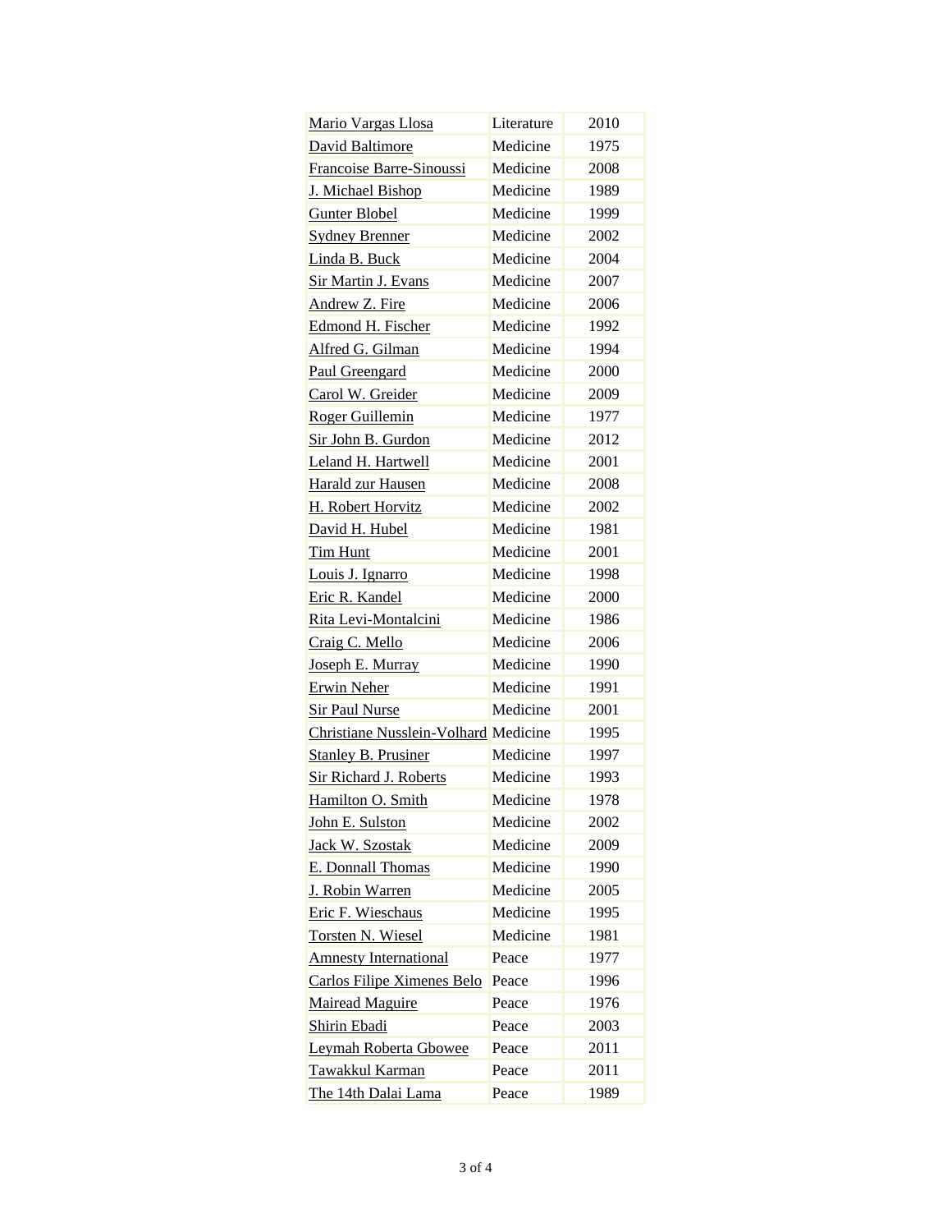| | | |
|---|---|---|
| Mario Vargas Llosa | Literature | 2010 |
| David Baltimore | Medicine | 1975 |
| Francoise Barre-Sinoussi | Medicine | 2008 |
| J. Michael Bishop | Medicine | 1989 |
| Gunter Blobel | Medicine | 1999 |
| Sydney Brenner | Medicine | 2002 |
| Linda B. Buck | Medicine | 2004 |
| Sir Martin J. Evans | Medicine | 2007 |
| Andrew Z. Fire | Medicine | 2006 |
| Edmond H. Fischer | Medicine | 1992 |
| Alfred G. Gilman | Medicine | 1994 |
| Paul Greengard | Medicine | 2000 |
| Carol W. Greider | Medicine | 2009 |
| Roger Guillemin | Medicine | 1977 |
| Sir John B. Gurdon | Medicine | 2012 |
| Leland H. Hartwell | Medicine | 2001 |
| Harald zur Hausen | Medicine | 2008 |
| H. Robert Horvitz | Medicine | 2002 |
| David H. Hubel | Medicine | 1981 |
| Tim Hunt | Medicine | 2001 |
| Louis J. Ignarro | Medicine | 1998 |
| Eric R. Kandel | Medicine | 2000 |
| Rita Levi-Montalcini | Medicine | 1986 |
| Craig C. Mello | Medicine | 2006 |
| Joseph E. Murray | Medicine | 1990 |
| Erwin Neher | Medicine | 1991 |
| Sir Paul Nurse | Medicine | 2001 |
| Christiane Nusslein-Volhard | Medicine | 1995 |
| Stanley B. Prusiner | Medicine | 1997 |
| Sir Richard J. Roberts | Medicine | 1993 |
| Hamilton O. Smith | Medicine | 1978 |
| John E. Sulston | Medicine | 2002 |
| Jack W. Szostak | Medicine | 2009 |
| E. Donnall Thomas | Medicine | 1990 |
| J. Robin Warren | Medicine | 2005 |
| Eric F. Wieschaus | Medicine | 1995 |
| Torsten N. Wiesel | Medicine | 1981 |
| Amnesty International | Peace | 1977 |
| Carlos Filipe Ximenes Belo | Peace | 1996 |
| Mairead Maguire | Peace | 1976 |
| Shirin Ebadi | Peace | 2003 |
| Leymah Roberta Gbowee | Peace | 2011 |
| Tawakkul Karman | Peace | 2011 |
| The 14th Dalai Lama | Peace | 1989 |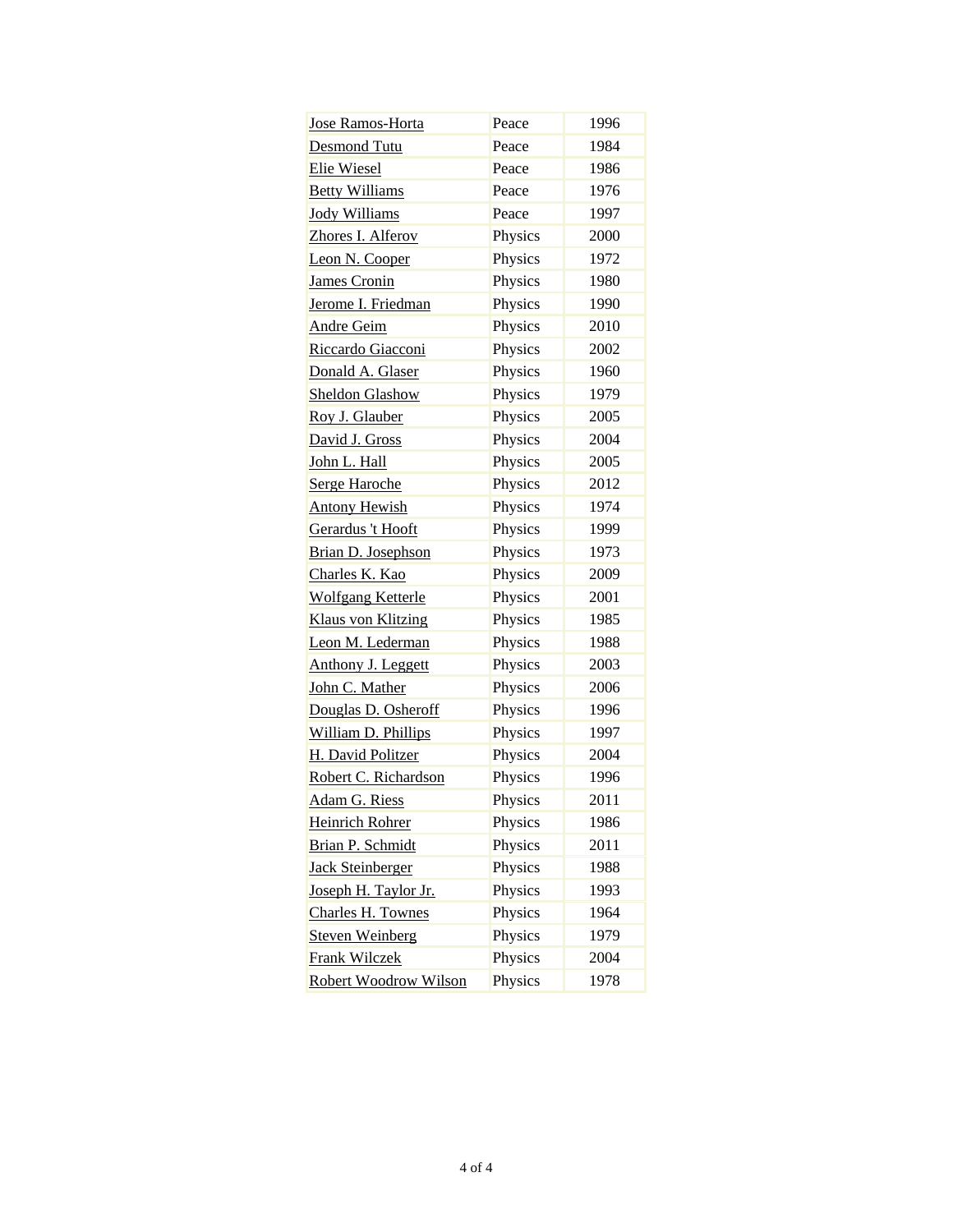| | | |
|---|---|---|
| Jose Ramos-Horta | Peace | 1996 |
| Desmond Tutu | Peace | 1984 |
| Elie Wiesel | Peace | 1986 |
| Betty Williams | Peace | 1976 |
| Jody Williams | Peace | 1997 |
| Zhores I. Alferov | Physics | 2000 |
| Leon N. Cooper | Physics | 1972 |
| James Cronin | Physics | 1980 |
| Jerome I. Friedman | Physics | 1990 |
| Andre Geim | Physics | 2010 |
| Riccardo Giacconi | Physics | 2002 |
| Donald A. Glaser | Physics | 1960 |
| Sheldon Glashow | Physics | 1979 |
| Roy J. Glauber | Physics | 2005 |
| David J. Gross | Physics | 2004 |
| John L. Hall | Physics | 2005 |
| Serge Haroche | Physics | 2012 |
| Antony Hewish | Physics | 1974 |
| Gerardus 't Hooft | Physics | 1999 |
| Brian D. Josephson | Physics | 1973 |
| Charles K. Kao | Physics | 2009 |
| Wolfgang Ketterle | Physics | 2001 |
| Klaus von Klitzing | Physics | 1985 |
| Leon M. Lederman | Physics | 1988 |
| Anthony J. Leggett | Physics | 2003 |
| John C. Mather | Physics | 2006 |
| Douglas D. Osheroff | Physics | 1996 |
| William D. Phillips | Physics | 1997 |
| H. David Politzer | Physics | 2004 |
| Robert C. Richardson | Physics | 1996 |
| Adam G. Riess | Physics | 2011 |
| Heinrich Rohrer | Physics | 1986 |
| Brian P. Schmidt | Physics | 2011 |
| Jack Steinberger | Physics | 1988 |
| Joseph H. Taylor Jr. | Physics | 1993 |
| Charles H. Townes | Physics | 1964 |
| Steven Weinberg | Physics | 1979 |
| Frank Wilczek | Physics | 2004 |
| Robert Woodrow Wilson | Physics | 1978 |